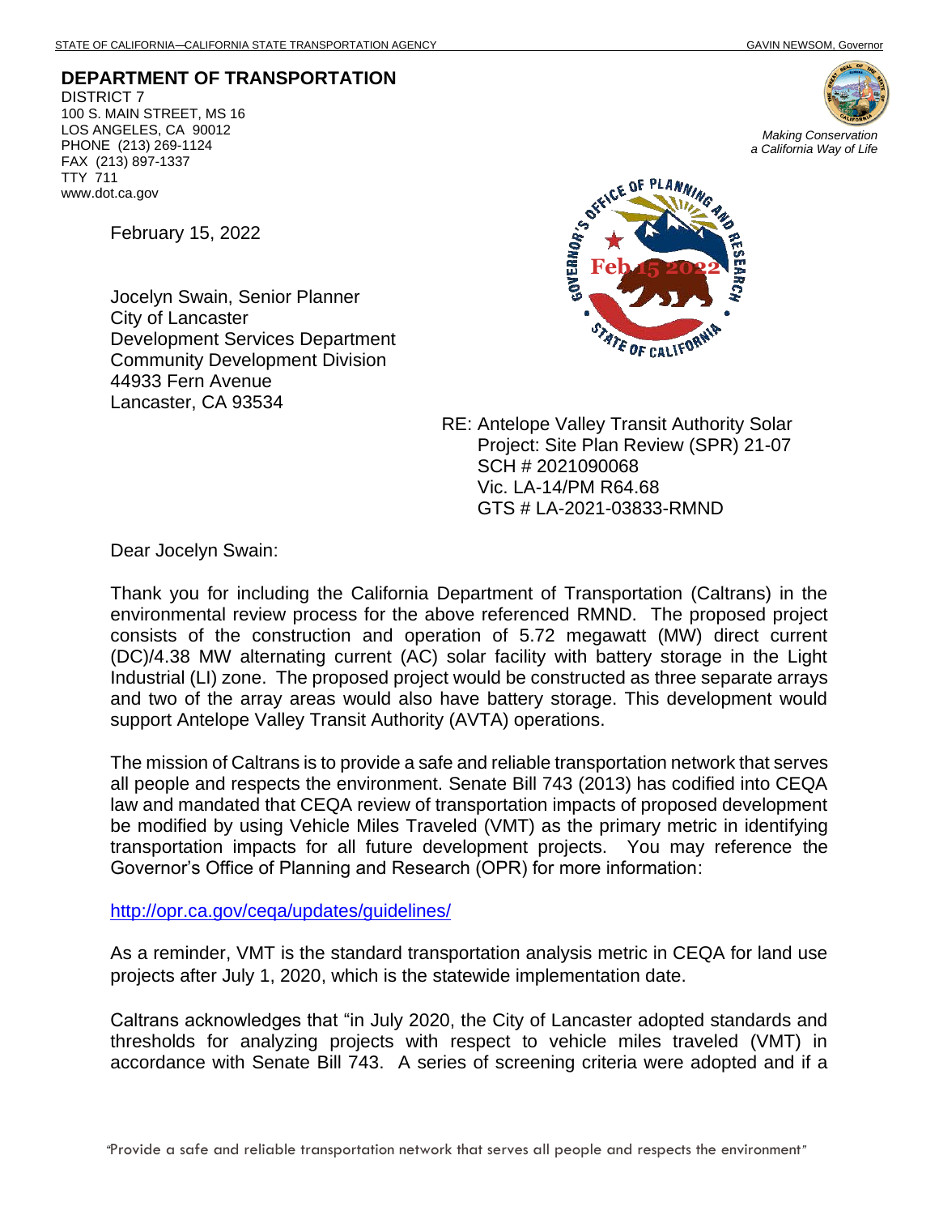STATE OF CALIFORNIA—CALIFORNIA STATE TRANSPORTATION AGENCY GAVIN NEWSOM, Governor

**DEPARTMENT OF TRANSPORTATION**
DISTRICT 7
100 S. MAIN STREET, MS 16
LOS ANGELES, CA 90012
PHONE (213) 269-1124
FAX (213) 897-1337
TTY 711
www.dot.ca.gov

*Making Conservation a California Way of Life*

February 15, 2022

Jocelyn Swain, Senior Planner
City of Lancaster
Development Services Department
Community Development Division
44933 Fern Avenue
Lancaster, CA 93534

RE: Antelope Valley Transit Authority Solar Project: Site Plan Review (SPR) 21-07
SCH # 2021090068
Vic. LA-14/PM R64.68
GTS # LA-2021-03833-RMND

Dear Jocelyn Swain:

Thank you for including the California Department of Transportation (Caltrans) in the environmental review process for the above referenced RMND. The proposed project consists of the construction and operation of 5.72 megawatt (MW) direct current (DC)/4.38 MW alternating current (AC) solar facility with battery storage in the Light Industrial (LI) zone. The proposed project would be constructed as three separate arrays and two of the array areas would also have battery storage. This development would support Antelope Valley Transit Authority (AVTA) operations.

The mission of Caltrans is to provide a safe and reliable transportation network that serves all people and respects the environment. Senate Bill 743 (2013) has codified into CEQA law and mandated that CEQA review of transportation impacts of proposed development be modified by using Vehicle Miles Traveled (VMT) as the primary metric in identifying transportation impacts for all future development projects. You may reference the Governor's Office of Planning and Research (OPR) for more information:

http://opr.ca.gov/ceqa/updates/guidelines/

As a reminder, VMT is the standard transportation analysis metric in CEQA for land use projects after July 1, 2020, which is the statewide implementation date.

Caltrans acknowledges that "in July 2020, the City of Lancaster adopted standards and thresholds for analyzing projects with respect to vehicle miles traveled (VMT) in accordance with Senate Bill 743. A series of screening criteria were adopted and if a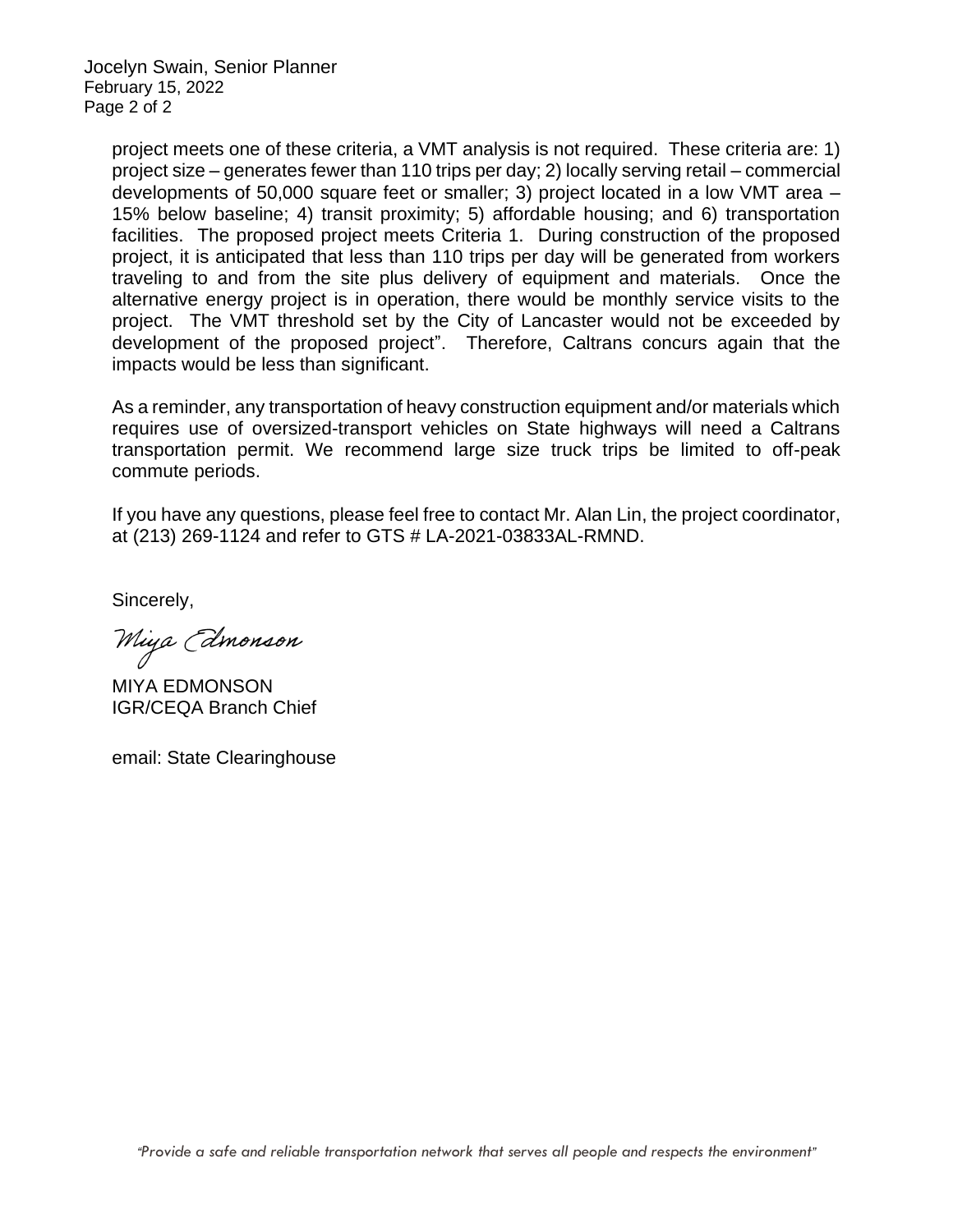project meets one of these criteria, a VMT analysis is not required. These criteria are: 1) project size – generates fewer than 110 trips per day; 2) locally serving retail – commercial developments of 50,000 square feet or smaller; 3) project located in a low VMT area – 15% below baseline; 4) transit proximity; 5) affordable housing; and 6) transportation facilities. The proposed project meets Criteria 1. During construction of the proposed project, it is anticipated that less than 110 trips per day will be generated from workers traveling to and from the site plus delivery of equipment and materials. Once the alternative energy project is in operation, there would be monthly service visits to the project. The VMT threshold set by the City of Lancaster would not be exceeded by development of the proposed project". Therefore, Caltrans concurs again that the impacts would be less than significant.

As a reminder, any transportation of heavy construction equipment and/or materials which requires use of oversized-transport vehicles on State highways will need a Caltrans transportation permit. We recommend large size truck trips be limited to off-peak commute periods.

If you have any questions, please feel free to contact Mr. Alan Lin, the project coordinator, at (213) 269-1124 and refer to GTS # LA-2021-03833AL-RMND.

Sincerely,

*Miya Edmonson*

MIYA EDMONSON
IGR/CEQA Branch Chief

email: State Clearinghouse

*"Provide a safe and reliable transportation network that serves all people and respects the environment"*